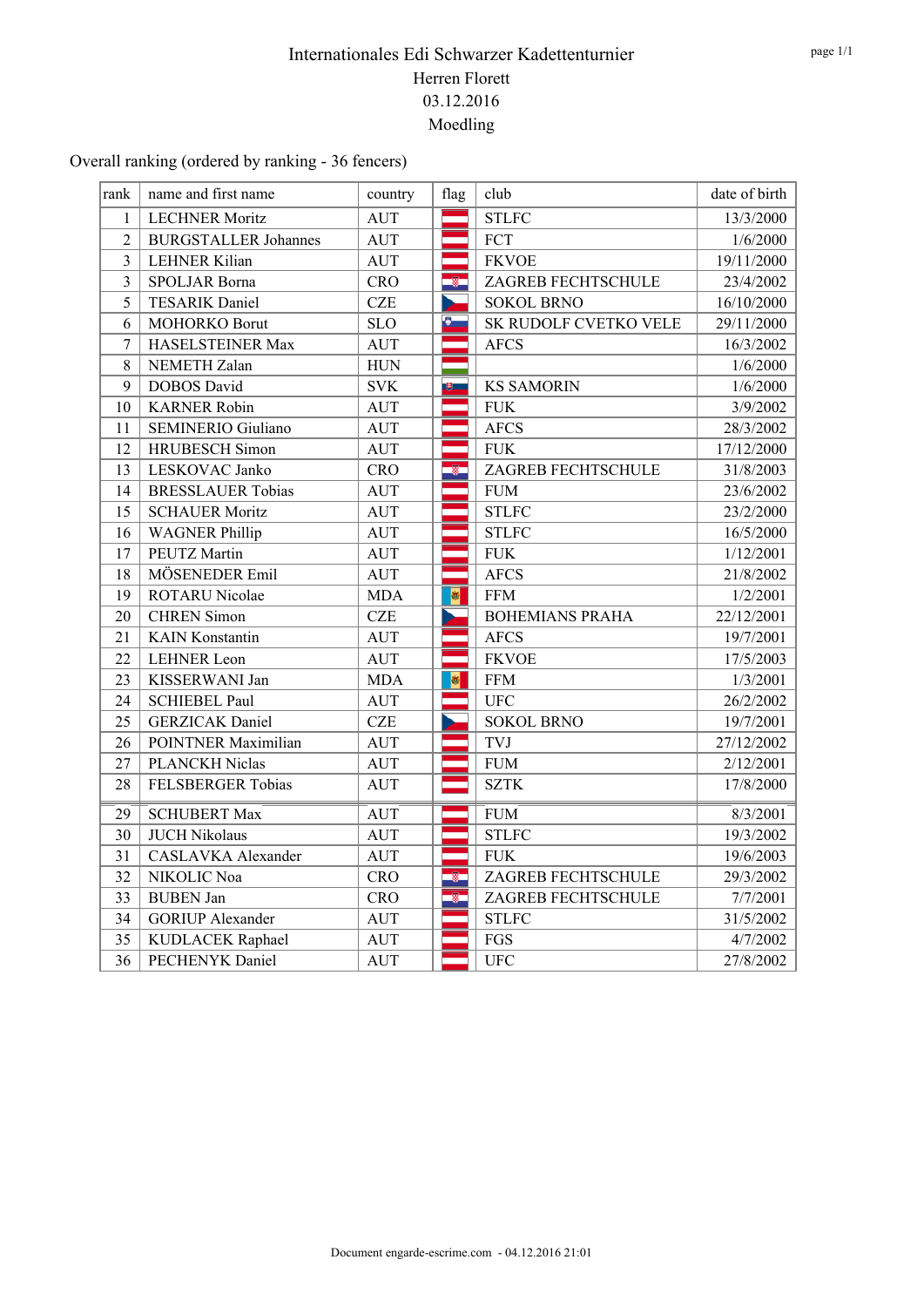# Internationales Edi Schwarzer Kadettenturnier

Herren Florett

03.12.2016

Moedling

Overall ranking (ordered by ranking - 36 fencers)

| rank | name and first name | country | flag | club | date of birth |
|---|---|---|---|---|---|
| 1 | LECHNER Moritz | AUT | | STLFC | 13/3/2000 |
| 2 | BURGSTALLER Johannes | AUT | | FCT | 1/6/2000 |
| 3 | LEHNER Kilian | AUT | | FKVOE | 19/11/2000 |
| 3 | SPOLJAR Borna | CRO | | ZAGREB FECHTSCHULE | 23/4/2002 |
| 5 | TESARIK Daniel | CZE | | SOKOL BRNO | 16/10/2000 |
| 6 | MOHORKO Borut | SLO | | SK RUDOLF CVETKO VELE | 29/11/2000 |
| 7 | HASELSTEINER Max | AUT | | AFCS | 16/3/2002 |
| 8 | NEMETH Zalan | HUN | | | 1/6/2000 |
| 9 | DOBOS David | SVK | | KS SAMORIN | 1/6/2000 |
| 10 | KARNER Robin | AUT | | FUK | 3/9/2002 |
| 11 | SEMINERIO Giuliano | AUT | | AFCS | 28/3/2002 |
| 12 | HRUBESCH Simon | AUT | | FUK | 17/12/2000 |
| 13 | LESKOVAC Janko | CRO | | ZAGREB FECHTSCHULE | 31/8/2003 |
| 14 | BRESSLAUER Tobias | AUT | | FUM | 23/6/2002 |
| 15 | SCHAUER Moritz | AUT | | STLFC | 23/2/2000 |
| 16 | WAGNER Phillip | AUT | | STLFC | 16/5/2000 |
| 17 | PEUTZ Martin | AUT | | FUK | 1/12/2001 |
| 18 | MÖSENEDER Emil | AUT | | AFCS | 21/8/2002 |
| 19 | ROTARU Nicolae | MDA | | FFM | 1/2/2001 |
| 20 | CHREN Simon | CZE | | BOHEMIANS PRAHA | 22/12/2001 |
| 21 | KAIN Konstantin | AUT | | AFCS | 19/7/2001 |
| 22 | LEHNER Leon | AUT | | FKVOE | 17/5/2003 |
| 23 | KISSERWANI Jan | MDA | | FFM | 1/3/2001 |
| 24 | SCHIEBEL Paul | AUT | | UFC | 26/2/2002 |
| 25 | GERZICAK Daniel | CZE | | SOKOL BRNO | 19/7/2001 |
| 26 | POINTNER Maximilian | AUT | | TVJ | 27/12/2002 |
| 27 | PLANCKH Niclas | AUT | | FUM | 2/12/2001 |
| 28 | FELSBERGER Tobias | AUT | | SZTK | 17/8/2000 |
| 29 | SCHUBERT Max | AUT | | FUM | 8/3/2001 |
| 30 | JUCH Nikolaus | AUT | | STLFC | 19/3/2002 |
| 31 | CASLAVKA Alexander | AUT | | FUK | 19/6/2003 |
| 32 | NIKOLIC Noa | CRO | | ZAGREB FECHTSCHULE | 29/3/2002 |
| 33 | BUBEN Jan | CRO | | ZAGREB FECHTSCHULE | 7/7/2001 |
| 34 | GORIUP Alexander | AUT | | STLFC | 31/5/2002 |
| 35 | KUDLACEK Raphael | AUT | | FGS | 4/7/2002 |
| 36 | PECHENYK Daniel | AUT | | UFC | 27/8/2002 |

Document engarde-escrime.com - 04.12.2016 21:01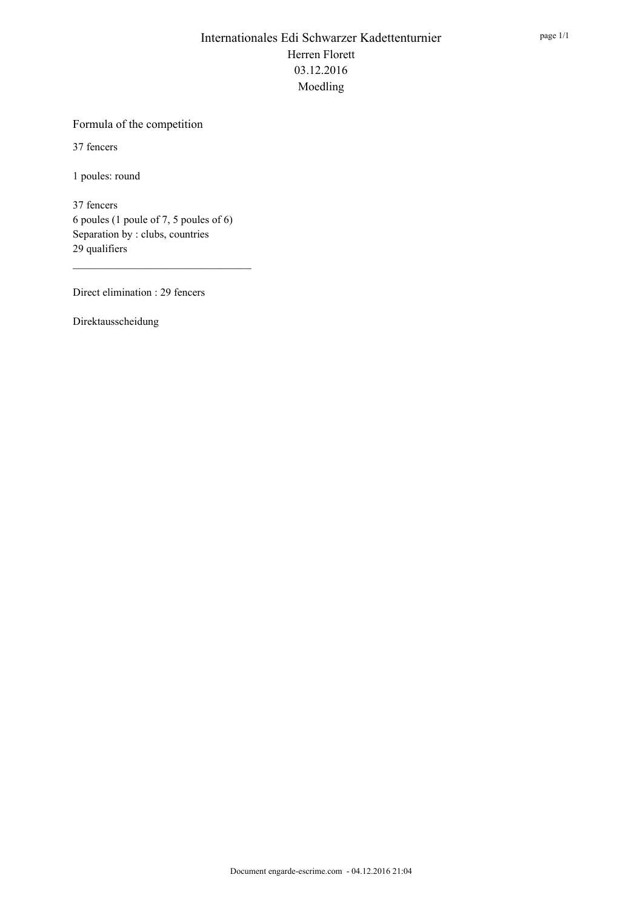# Internationales Edi Schwarzer Kadettenturnier

Herren Florett

03.12.2016

Moedling

## Formula of the competition

37 fencers

1 poules: round

37 fencers
6 poules (1 poule of 7, 5 poules of 6)
Separation by : clubs, countries
29 qualifiers

---

Direct elimination : 29 fencers

Direktausscheidung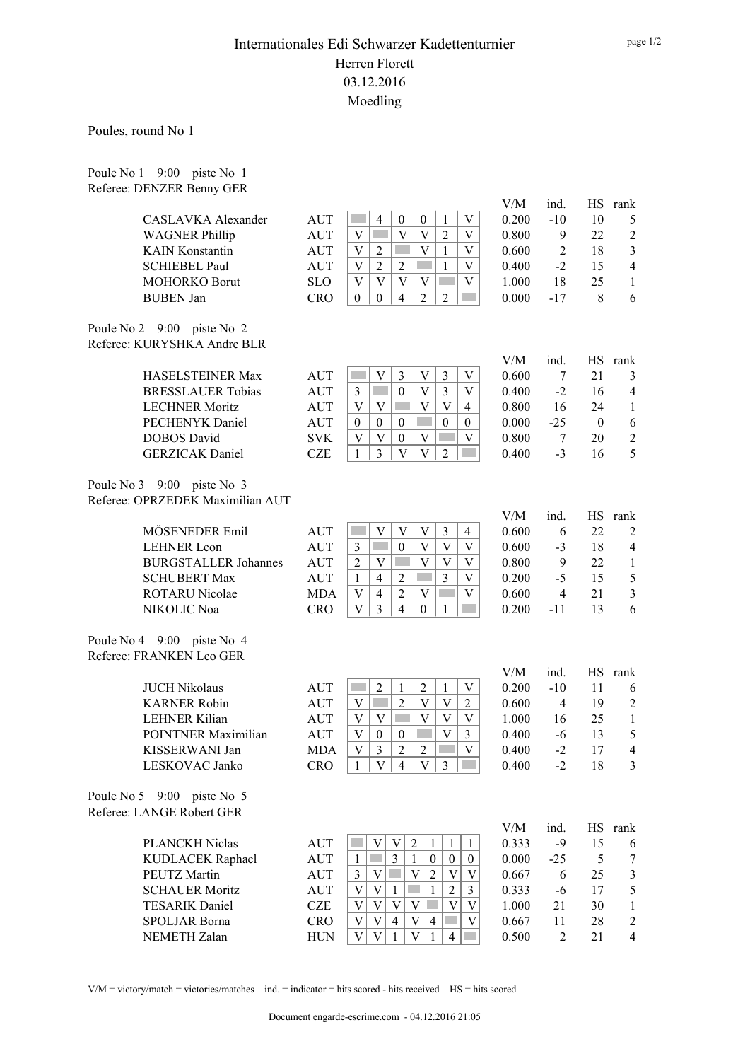# Internationales Edi Schwarzer Kadettenturnier

## Herren Florett

## 03.12.2016

## Moedling

Poules, round No 1

Poule No 1 9:00 piste No 1
Referee: DENZER Benny GER

| Name | Nation | 1 | 2 | 3 | 4 | 5 | 6 | V/M | ind. | HS | rank |
|---|---|---|---|---|---|---|---|---|---|---|---|
| CASLAVKA Alexander | AUT | | 4 | 0 | 0 | 1 | V | 0.200 | -10 | 10 | 5 |
| WAGNER Phillip | AUT | V | | V | V | 2 | V | 0.800 | 9 | 22 | 2 |
| KAIN Konstantin | AUT | V | 2 | | V | 1 | V | 0.600 | 2 | 18 | 3 |
| SCHIEBEL Paul | AUT | V | 2 | 2 | | 1 | V | 0.400 | -2 | 15 | 4 |
| MOHORKO Borut | SLO | V | V | V | V | | V | 1.000 | 18 | 25 | 1 |
| BUBEN Jan | CRO | 0 | 0 | 4 | 2 | 2 | | 0.000 | -17 | 8 | 6 |

Poule No 2 9:00 piste No 2
Referee: KURYSHKA Andre BLR

| Name | Nation | 1 | 2 | 3 | 4 | 5 | 6 | V/M | ind. | HS | rank |
|---|---|---|---|---|---|---|---|---|---|---|---|
| HASELSTEINER Max | AUT | | V | 3 | V | 3 | V | 0.600 | 7 | 21 | 3 |
| BRESSLAUER Tobias | AUT | 3 | | 0 | V | 3 | V | 0.400 | -2 | 16 | 4 |
| LECHNER Moritz | AUT | V | V | | V | V | 4 | 0.800 | 16 | 24 | 1 |
| PECHENYK Daniel | AUT | 0 | 0 | 0 | | 0 | 0 | 0.000 | -25 | 0 | 6 |
| DOBOS David | SVK | V | V | 0 | V | | V | 0.800 | 7 | 20 | 2 |
| GERZICAK Daniel | CZE | 1 | 3 | V | V | 2 | | 0.400 | -3 | 16 | 5 |

Poule No 3 9:00 piste No 3
Referee: OPRZEDEK Maximilian AUT

| Name | Nation | 1 | 2 | 3 | 4 | 5 | 6 | V/M | ind. | HS | rank |
|---|---|---|---|---|---|---|---|---|---|---|---|
| MÖSENEDER Emil | AUT | | V | V | V | 3 | 4 | 0.600 | 6 | 22 | 2 |
| LEHNER Leon | AUT | 3 | | 0 | V | V | V | 0.600 | -3 | 18 | 4 |
| BURGSTALLER Johannes | AUT | 2 | V | | V | V | V | 0.800 | 9 | 22 | 1 |
| SCHUBERT Max | AUT | 1 | 4 | 2 | | 3 | V | 0.200 | -5 | 15 | 5 |
| ROTARU Nicolae | MDA | V | 4 | 2 | V | | V | 0.600 | 4 | 21 | 3 |
| NIKOLIC Noa | CRO | V | 3 | 4 | 0 | 1 | | 0.200 | -11 | 13 | 6 |

Poule No 4 9:00 piste No 4
Referee: FRANKEN Leo GER

| Name | Nation | 1 | 2 | 3 | 4 | 5 | 6 | V/M | ind. | HS | rank |
|---|---|---|---|---|---|---|---|---|---|---|---|
| JUCH Nikolaus | AUT | | 2 | 1 | 2 | 1 | V | 0.200 | -10 | 11 | 6 |
| KARNER Robin | AUT | V | | 2 | V | V | 2 | 0.600 | 4 | 19 | 2 |
| LEHNER Kilian | AUT | V | V | | V | V | V | 1.000 | 16 | 25 | 1 |
| POINTNER Maximilian | AUT | V | 0 | 0 | | V | 3 | 0.400 | -6 | 13 | 5 |
| KISSERWANI Jan | MDA | V | 3 | 2 | 2 | | V | 0.400 | -2 | 17 | 4 |
| LESKOVAC Janko | CRO | 1 | V | 4 | V | 3 | | 0.400 | -2 | 18 | 3 |

Poule No 5 9:00 piste No 5
Referee: LANGE Robert GER

| Name | Nation | 1 | 2 | 3 | 4 | 5 | 6 | 7 | V/M | ind. | HS | rank |
|---|---|---|---|---|---|---|---|---|---|---|---|---|
| PLANCKH Niclas | AUT | | V | V | 2 | 1 | 1 | 1 | 0.333 | -9 | 15 | 6 |
| KUDLACEK Raphael | AUT | 1 | | 3 | 1 | 0 | 0 | 0 | 0.000 | -25 | 5 | 7 |
| PEUTZ Martin | AUT | 3 | V | | V | 2 | V | V | 0.667 | 6 | 25 | 3 |
| SCHAUER Moritz | AUT | V | V | 1 | | 1 | 2 | 3 | 0.333 | -6 | 17 | 5 |
| TESARIK Daniel | CZE | V | V | V | V | | V | V | 1.000 | 21 | 30 | 1 |
| SPOLJAR Borna | CRO | V | V | 4 | V | 4 | | V | 0.667 | 11 | 28 | 2 |
| NEMETH Zalan | HUN | V | V | 1 | V | 1 | 4 | | 0.500 | 2 | 21 | 4 |

V/M = victory/match = victories/matches ind. = indicator = hits scored - hits received HS = hits scored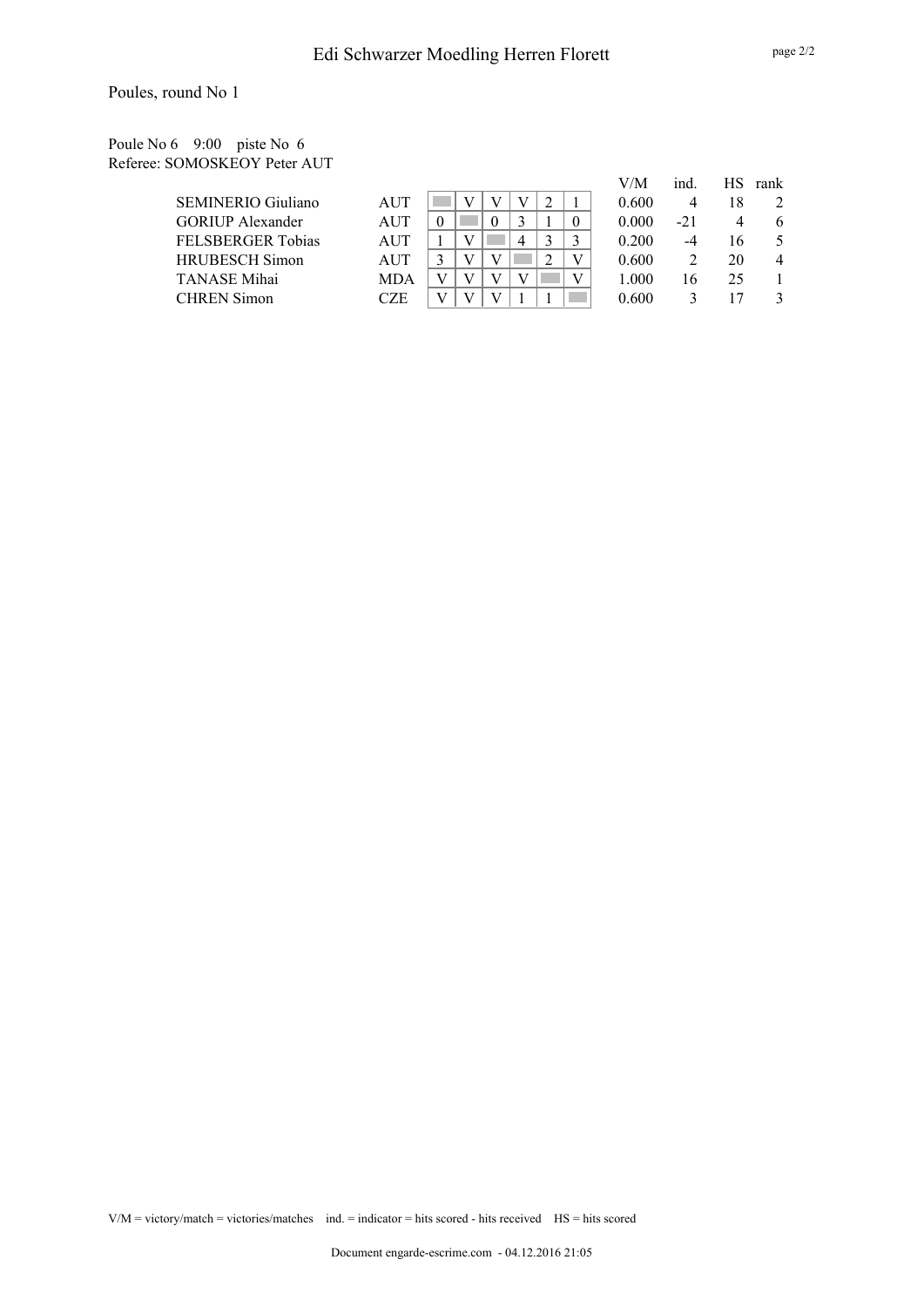# Edi Schwarzer Moedling Herren Florett

Poules, round No 1

Poule No 6    9:00    piste No  6
Referee: SOMOSKEOY Peter AUT

| Name | Nation | 1 | 2 | 3 | 4 | 5 | 6 | V/M | ind. | HS | rank |
|---|---|---|---|---|---|---|---|---|---|---|---|
| SEMINERIO Giuliano | AUT | | V | V | V | 2 | 1 | 0.600 | 4 | 18 | 2 |
| GORIUP Alexander | AUT | 0 | | 0 | 3 | 1 | 0 | 0.000 | -21 | 4 | 6 |
| FELSBERGER Tobias | AUT | 1 | V | | 4 | 3 | 3 | 0.200 | -4 | 16 | 5 |
| HRUBESCH Simon | AUT | 3 | V | V | | 2 | V | 0.600 | 2 | 20 | 4 |
| TANASE Mihai | MDA | V | V | V | V | | V | 1.000 | 16 | 25 | 1 |
| CHREN Simon | CZE | V | V | V | 1 | 1 | | 0.600 | 3 | 17 | 3 |

V/M = victory/match = victories/matches    ind. = indicator = hits scored - hits received    HS = hits scored

Document engarde-escrime.com - 04.12.2016 21:05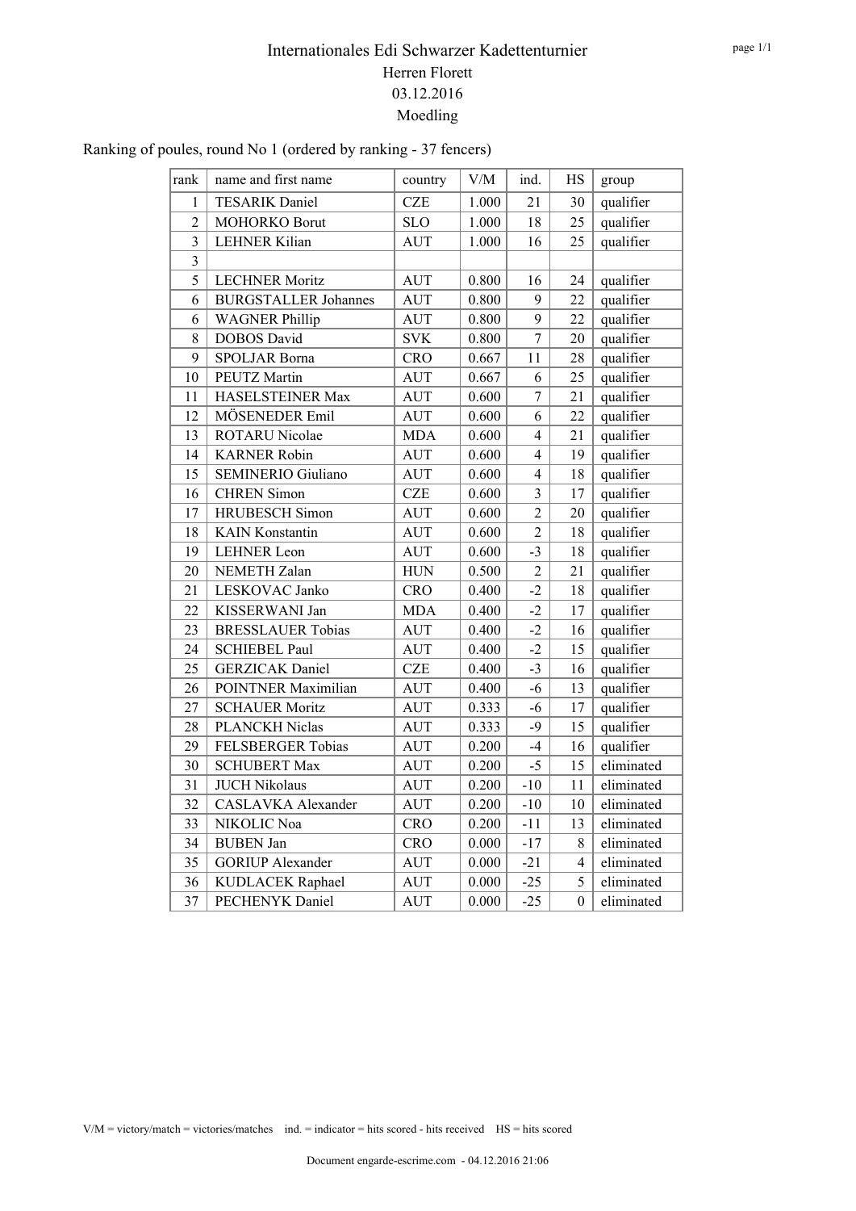# Internationales Edi Schwarzer Kadettenturnier

Herren Florett

03.12.2016

Moedling

Ranking of poules, round No 1 (ordered by ranking - 37 fencers)

| rank | name and first name | country | V/M | ind. | HS | group |
|---|---|---|---|---|---|---|
| 1 | TESARIK Daniel | CZE | 1.000 | 21 | 30 | qualifier |
| 2 | MOHORKO Borut | SLO | 1.000 | 18 | 25 | qualifier |
| 3 | LEHNER Kilian | AUT | 1.000 | 16 | 25 | qualifier |
| 3 | | | | | | |
| 5 | LECHNER Moritz | AUT | 0.800 | 16 | 24 | qualifier |
| 6 | BURGSTALLER Johannes | AUT | 0.800 | 9 | 22 | qualifier |
| 6 | WAGNER Phillip | AUT | 0.800 | 9 | 22 | qualifier |
| 8 | DOBOS David | SVK | 0.800 | 7 | 20 | qualifier |
| 9 | SPOLJAR Borna | CRO | 0.667 | 11 | 28 | qualifier |
| 10 | PEUTZ Martin | AUT | 0.667 | 6 | 25 | qualifier |
| 11 | HASELSTEINER Max | AUT | 0.600 | 7 | 21 | qualifier |
| 12 | MÖSENEDER Emil | AUT | 0.600 | 6 | 22 | qualifier |
| 13 | ROTARU Nicolae | MDA | 0.600 | 4 | 21 | qualifier |
| 14 | KARNER Robin | AUT | 0.600 | 4 | 19 | qualifier |
| 15 | SEMINERIO Giuliano | AUT | 0.600 | 4 | 18 | qualifier |
| 16 | CHREN Simon | CZE | 0.600 | 3 | 17 | qualifier |
| 17 | HRUBESCH Simon | AUT | 0.600 | 2 | 20 | qualifier |
| 18 | KAIN Konstantin | AUT | 0.600 | 2 | 18 | qualifier |
| 19 | LEHNER Leon | AUT | 0.600 | -3 | 18 | qualifier |
| 20 | NEMETH Zalan | HUN | 0.500 | 2 | 21 | qualifier |
| 21 | LESKOVAC Janko | CRO | 0.400 | -2 | 18 | qualifier |
| 22 | KISSERWANI Jan | MDA | 0.400 | -2 | 17 | qualifier |
| 23 | BRESSLAUER Tobias | AUT | 0.400 | -2 | 16 | qualifier |
| 24 | SCHIEBEL Paul | AUT | 0.400 | -2 | 15 | qualifier |
| 25 | GERZICAK Daniel | CZE | 0.400 | -3 | 16 | qualifier |
| 26 | POINTNER Maximilian | AUT | 0.400 | -6 | 13 | qualifier |
| 27 | SCHAUER Moritz | AUT | 0.333 | -6 | 17 | qualifier |
| 28 | PLANCKH Niclas | AUT | 0.333 | -9 | 15 | qualifier |
| 29 | FELSBERGER Tobias | AUT | 0.200 | -4 | 16 | qualifier |
| 30 | SCHUBERT Max | AUT | 0.200 | -5 | 15 | eliminated |
| 31 | JUCH Nikolaus | AUT | 0.200 | -10 | 11 | eliminated |
| 32 | CASLAVKA Alexander | AUT | 0.200 | -10 | 10 | eliminated |
| 33 | NIKOLIC Noa | CRO | 0.200 | -11 | 13 | eliminated |
| 34 | BUBEN Jan | CRO | 0.000 | -17 | 8 | eliminated |
| 35 | GORIUP Alexander | AUT | 0.000 | -21 | 4 | eliminated |
| 36 | KUDLACEK Raphael | AUT | 0.000 | -25 | 5 | eliminated |
| 37 | PECHENYK Daniel | AUT | 0.000 | -25 | 0 | eliminated |

V/M = victory/match = victories/matches    ind. = indicator = hits scored - hits received    HS = hits scored

Document engarde-escrime.com - 04.12.2016 21:06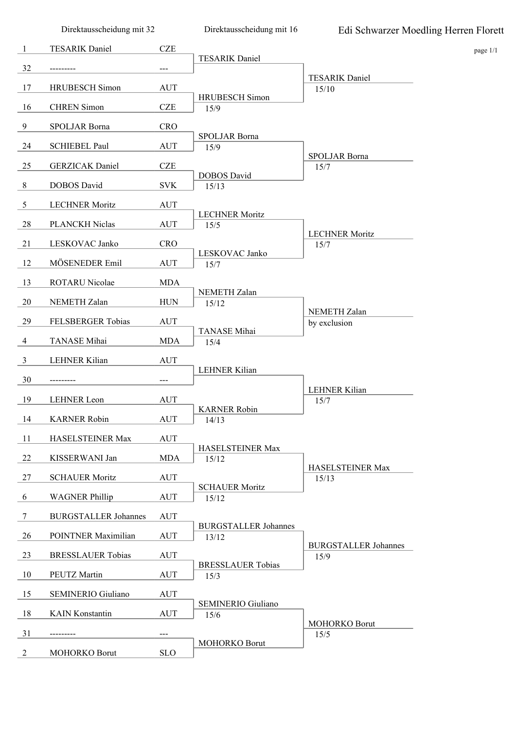# Edi Schwarzer Moedling Herren Florett

| Direktausscheidung mit 32 | | | Direktausscheidung mit 16 | |
|---|---|---|---|---|
| 1 | TESARIK Daniel | CZE | TESARIK Daniel | TESARIK Daniel 15/10 |
| 32 | --------- | --- | | |
| 17 | HRUBESCH Simon | AUT | HRUBESCH Simon 15/9 | |
| 16 | CHREN Simon | CZE | | |
| 9 | SPOLJAR Borna | CRO | SPOLJAR Borna 15/9 | SPOLJAR Borna 15/7 |
| 24 | SCHIEBEL Paul | AUT | | |
| 25 | GERZICAK Daniel | CZE | DOBOS David 15/13 | |
| 8 | DOBOS David | SVK | | |
| 5 | LECHNER Moritz | AUT | LECHNER Moritz 15/5 | LECHNER Moritz 15/7 |
| 28 | PLANCKH Niclas | AUT | | |
| 21 | LESKOVAC Janko | CRO | LESKOVAC Janko 15/7 | |
| 12 | MÖSENEDER Emil | AUT | | |
| 13 | ROTARU Nicolae | MDA | NEMETH Zalan 15/12 | NEMETH Zalan by exclusion |
| 20 | NEMETH Zalan | HUN | | |
| 29 | FELSBERGER Tobias | AUT | TANASE Mihai 15/4 | |
| 4 | TANASE Mihai | MDA | | |
| 3 | LEHNER Kilian | AUT | LEHNER Kilian | LEHNER Kilian 15/7 |
| 30 | --------- | --- | | |
| 19 | LEHNER Leon | AUT | KARNER Robin 14/13 | |
| 14 | KARNER Robin | AUT | | |
| 11 | HASELSTEINER Max | AUT | HASELSTEINER Max 15/12 | HASELSTEINER Max 15/13 |
| 22 | KISSERWANI Jan | MDA | | |
| 27 | SCHAUER Moritz | AUT | SCHAUER Moritz 15/12 | |
| 6 | WAGNER Phillip | AUT | | |
| 7 | BURGSTALLER Johannes | AUT | BURGSTALLER Johannes 13/12 | BURGSTALLER Johannes 15/9 |
| 26 | POINTNER Maximilian | AUT | | |
| 23 | BRESSLAUER Tobias | AUT | BRESSLAUER Tobias 15/3 | |
| 10 | PEUTZ Martin | AUT | | |
| 15 | SEMINERIO Giuliano | AUT | SEMINERIO Giuliano 15/6 | MOHORKO Borut 15/5 |
| 18 | KAIN Konstantin | AUT | | |
| 31 | --------- | --- | MOHORKO Borut | |
| 2 | MOHORKO Borut | SLO | | |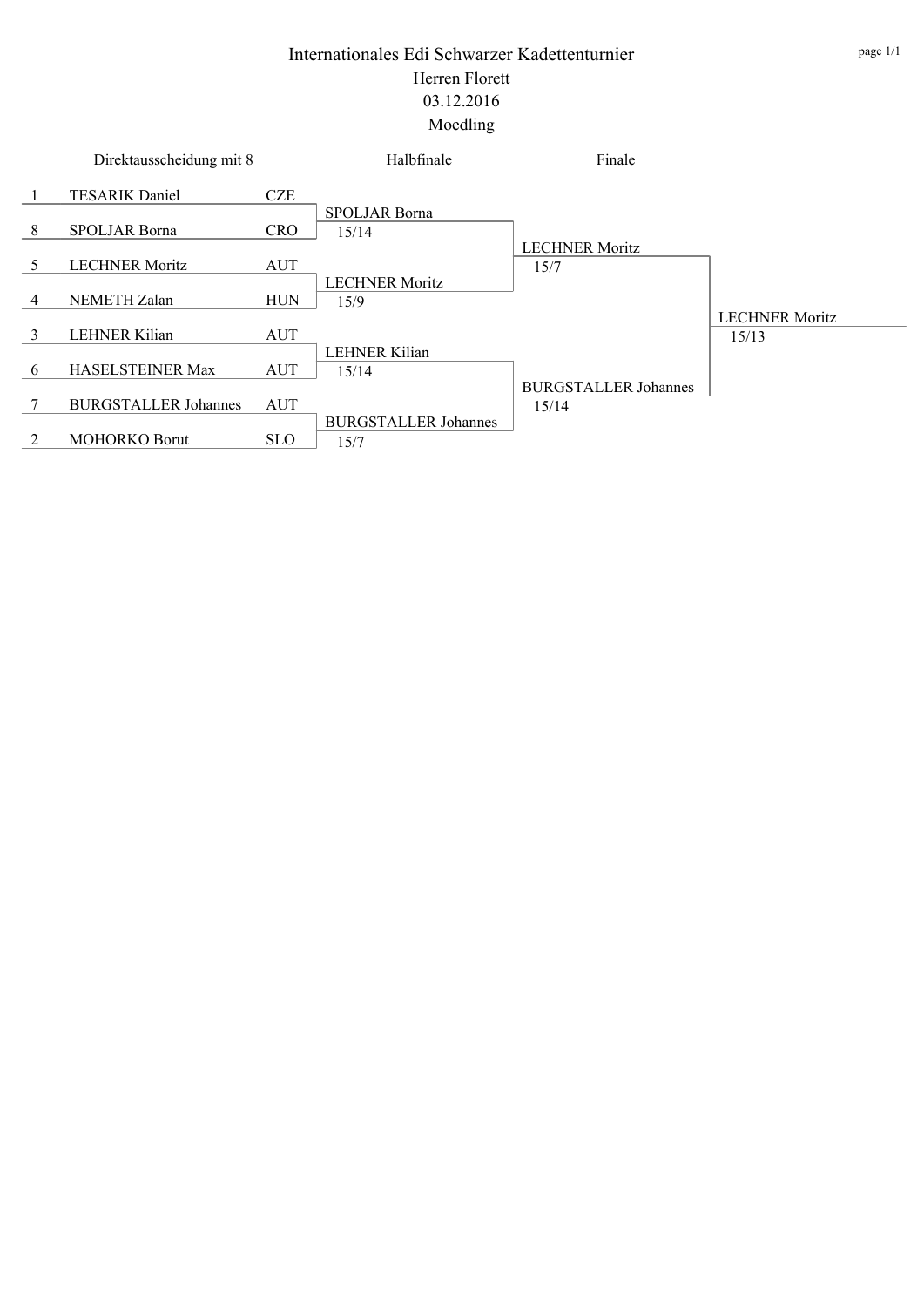# Internationales Edi Schwarzer Kadettenturnier

## Herren Florett

03.12.2016

Moedling

| Direktausscheidung mit 8 | | | Halbfinale | Finale | |
|---|---|---|---|---|---|
| 1 | TESARIK Daniel | CZE | SPOLJAR Borna 15/14 | LECHNER Moritz 15/7 | LECHNER Moritz 15/13 |
| 8 | SPOLJAR Borna | CRO | | | |
| 5 | LECHNER Moritz | AUT | LECHNER Moritz 15/9 | | |
| 4 | NEMETH Zalan | HUN | | | |
| 3 | LEHNER Kilian | AUT | LEHNER Kilian 15/14 | BURGSTALLER Johannes 15/14 | |
| 6 | HASELSTEINER Max | AUT | | | |
| 7 | BURGSTALLER Johannes | AUT | BURGSTALLER Johannes 15/7 | | |
| 2 | MOHORKO Borut | SLO | | | |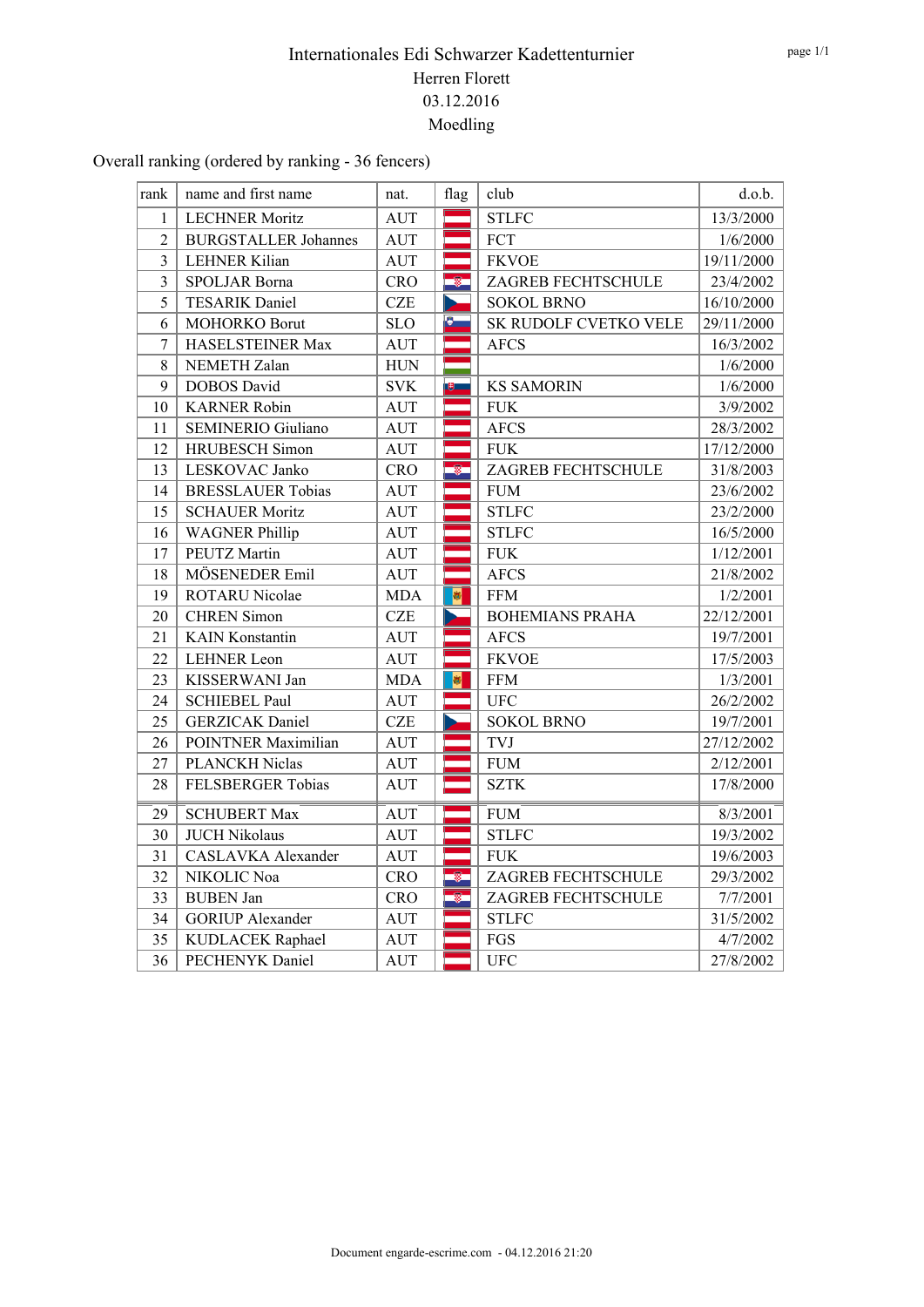# Internationales Edi Schwarzer Kadettenturnier

Herren Florett

03.12.2016

Moedling

Overall ranking (ordered by ranking - 36 fencers)

| rank | name and first name | nat. | flag | club | d.o.b. |
|---|---|---|---|---|---|
| 1 | LECHNER Moritz | AUT | | STLFC | 13/3/2000 |
| 2 | BURGSTALLER Johannes | AUT | | FCT | 1/6/2000 |
| 3 | LEHNER Kilian | AUT | | FKVOE | 19/11/2000 |
| 3 | SPOLJAR Borna | CRO | | ZAGREB FECHTSCHULE | 23/4/2002 |
| 5 | TESARIK Daniel | CZE | | SOKOL BRNO | 16/10/2000 |
| 6 | MOHORKO Borut | SLO | | SK RUDOLF CVETKO VELE | 29/11/2000 |
| 7 | HASELSTEINER Max | AUT | | AFCS | 16/3/2002 |
| 8 | NEMETH Zalan | HUN | | | 1/6/2000 |
| 9 | DOBOS David | SVK | | KS SAMORIN | 1/6/2000 |
| 10 | KARNER Robin | AUT | | FUK | 3/9/2002 |
| 11 | SEMINERIO Giuliano | AUT | | AFCS | 28/3/2002 |
| 12 | HRUBESCH Simon | AUT | | FUK | 17/12/2000 |
| 13 | LESKOVAC Janko | CRO | | ZAGREB FECHTSCHULE | 31/8/2003 |
| 14 | BRESSLAUER Tobias | AUT | | FUM | 23/6/2002 |
| 15 | SCHAUER Moritz | AUT | | STLFC | 23/2/2000 |
| 16 | WAGNER Phillip | AUT | | STLFC | 16/5/2000 |
| 17 | PEUTZ Martin | AUT | | FUK | 1/12/2001 |
| 18 | MÖSENEDER Emil | AUT | | AFCS | 21/8/2002 |
| 19 | ROTARU Nicolae | MDA | | FFM | 1/2/2001 |
| 20 | CHREN Simon | CZE | | BOHEMIANS PRAHA | 22/12/2001 |
| 21 | KAIN Konstantin | AUT | | AFCS | 19/7/2001 |
| 22 | LEHNER Leon | AUT | | FKVOE | 17/5/2003 |
| 23 | KISSERWANI Jan | MDA | | FFM | 1/3/2001 |
| 24 | SCHIEBEL Paul | AUT | | UFC | 26/2/2002 |
| 25 | GERZICAK Daniel | CZE | | SOKOL BRNO | 19/7/2001 |
| 26 | POINTNER Maximilian | AUT | | TVJ | 27/12/2002 |
| 27 | PLANCKH Niclas | AUT | | FUM | 2/12/2001 |
| 28 | FELSBERGER Tobias | AUT | | SZTK | 17/8/2000 |
| 29 | SCHUBERT Max | AUT | | FUM | 8/3/2001 |
| 30 | JUCH Nikolaus | AUT | | STLFC | 19/3/2002 |
| 31 | CASLAVKA Alexander | AUT | | FUK | 19/6/2003 |
| 32 | NIKOLIC Noa | CRO | | ZAGREB FECHTSCHULE | 29/3/2002 |
| 33 | BUBEN Jan | CRO | | ZAGREB FECHTSCHULE | 7/7/2001 |
| 34 | GORIUP Alexander | AUT | | STLFC | 31/5/2002 |
| 35 | KUDLACEK Raphael | AUT | | FGS | 4/7/2002 |
| 36 | PECHENYK Daniel | AUT | | UFC | 27/8/2002 |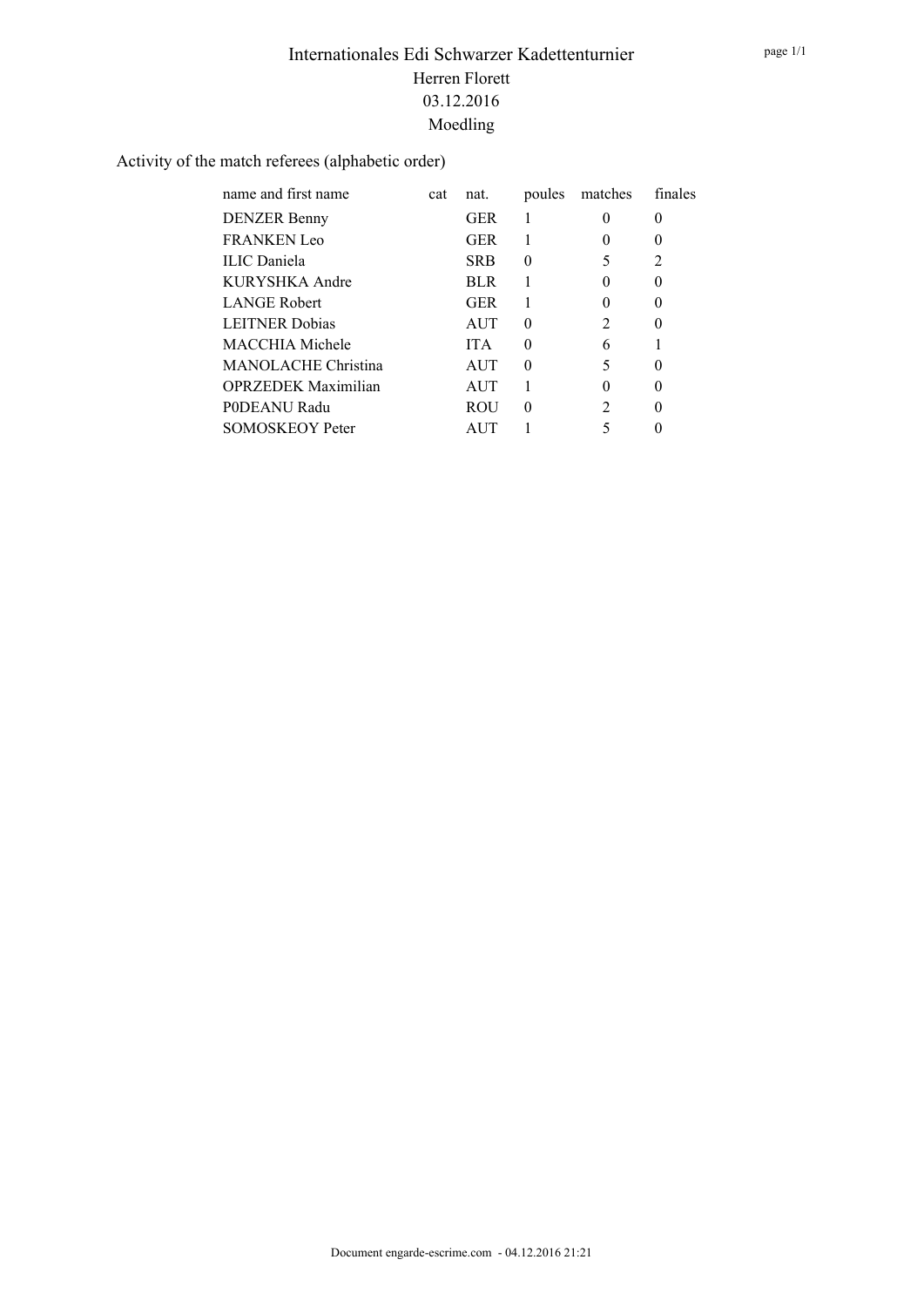# Internationales Edi Schwarzer Kadettenturnier

Herren Florett

03.12.2016

Moedling

## Activity of the match referees (alphabetic order)

| name and first name | cat | nat. | poules | matches | finales |
|---|---|---|---|---|---|
| DENZER Benny | | GER | 1 | 0 | 0 |
| FRANKEN Leo | | GER | 1 | 0 | 0 |
| ILIC Daniela | | SRB | 0 | 5 | 2 |
| KURYSHKA Andre | | BLR | 1 | 0 | 0 |
| LANGE Robert | | GER | 1 | 0 | 0 |
| LEITNER Dobias | | AUT | 0 | 2 | 0 |
| MACCHIA Michele | | ITA | 0 | 6 | 1 |
| MANOLACHE Christina | | AUT | 0 | 5 | 0 |
| OPRZEDEK Maximilian | | AUT | 1 | 0 | 0 |
| P0DEANU Radu | | ROU | 0 | 2 | 0 |
| SOMOSKEOY Peter | | AUT | 1 | 5 | 0 |

Document engarde-escrime.com - 04.12.2016 21:21